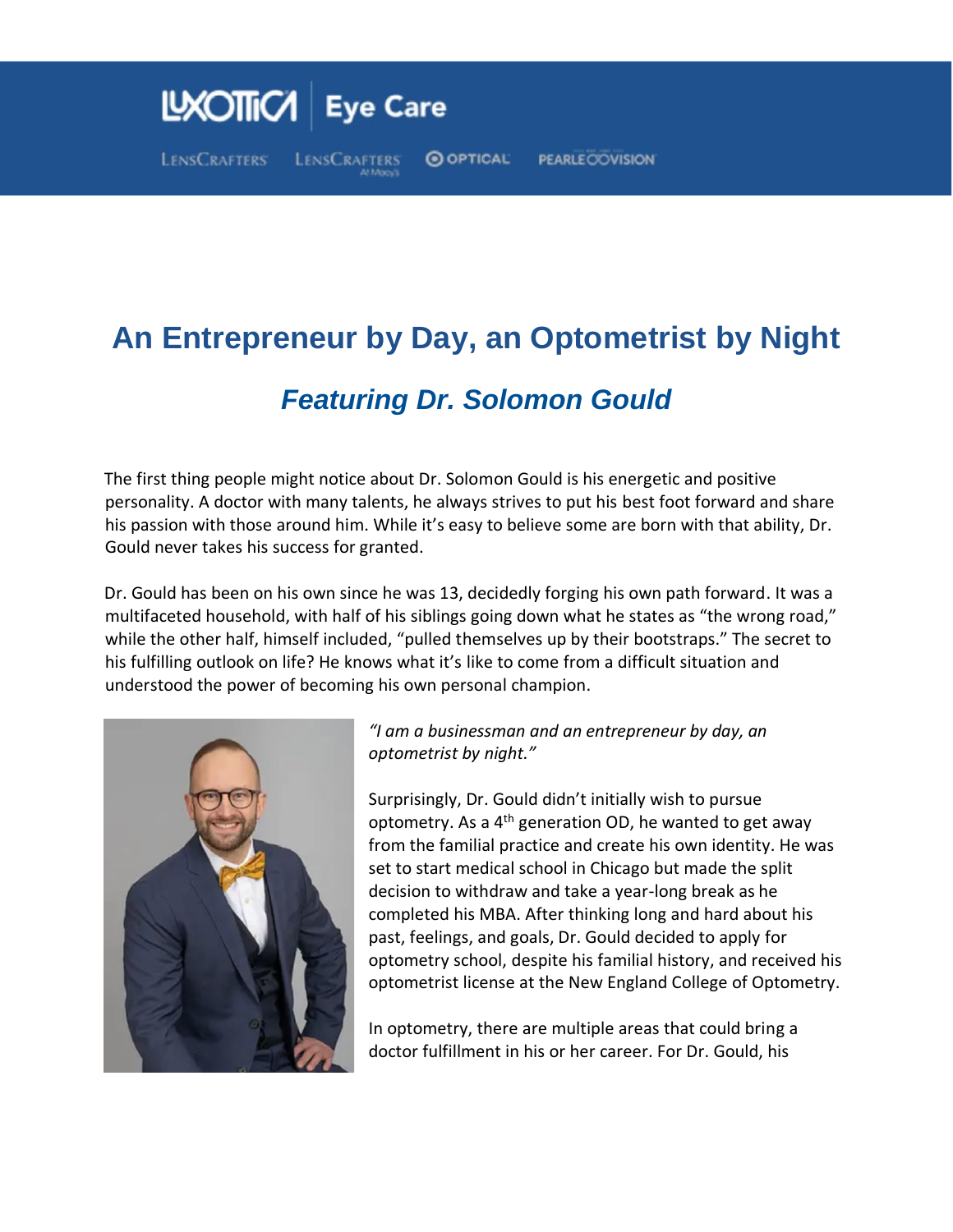# An Entrepreneur by Day, an Optometrist by Night

## *Featuring Dr. Solomon Gould*

The first thing people might notice about Dr. Solomon Gould is his energetic and positive personality. A doctor with many talents, he always strives to put his best foot forward and share his passion with those around him. While it's easy to believe some are born with that ability, Dr. Gould never takes his success for granted.

Dr. Gould has been on his own since he was 13, decidedly forging his own path forward. It was a multifaceted household, with half of his siblings going down what he states as "the wrong road," while the other half, himself included, "pulled themselves up by their bootstraps." The secret to his fulfilling outlook on life? He knows what it's like to come from a difficult situation and understood the power of becoming his own personal champion.

*"I am a businessman and an entrepreneur by day, an optometrist by night."*

Surprisingly, Dr. Gould didn't initially wish to pursue optometry. As a 4th generation OD, he wanted to get away from the familial practice and create his own identity. He was set to start medical school in Chicago but made the split decision to withdraw and take a year-long break as he completed his MBA. After thinking long and hard about his past, feelings, and goals, Dr. Gould decided to apply for optometry school, despite his familial history, and received his optometrist license at the New England College of Optometry.

In optometry, there are multiple areas that could bring a doctor fulfillment in his or her career. For Dr. Gould, his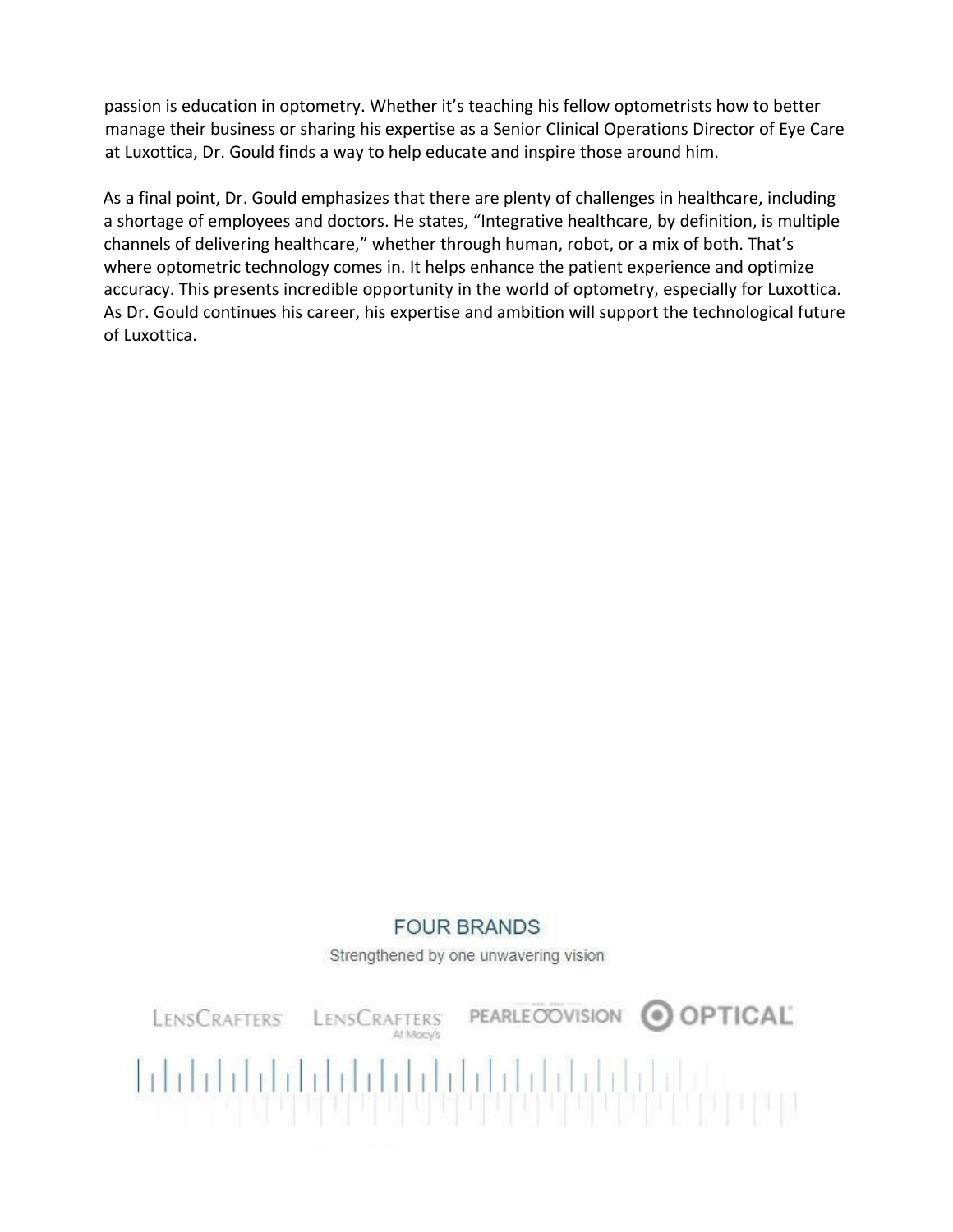passion is education in optometry. Whether it's teaching his fellow optometrists how to better manage their business or sharing his expertise as a Senior Clinical Operations Director of Eye Care at Luxottica, Dr. Gould finds a way to help educate and inspire those around him.

As a final point, Dr. Gould emphasizes that there are plenty of challenges in healthcare, including a shortage of employees and doctors. He states, "Integrative healthcare, by definition, is multiple channels of delivering healthcare," whether through human, robot, or a mix of both. That's where optometric technology comes in. It helps enhance the patient experience and optimize accuracy. This presents incredible opportunity in the world of optometry, especially for Luxottica. As Dr. Gould continues his career, his expertise and ambition will support the technological future of Luxottica.

FOUR BRANDS

Strengthened by one unwavering vision

LENSCRAFTERS LENSCRAFTERS At Macy's PEARLE VISION OPTICAL